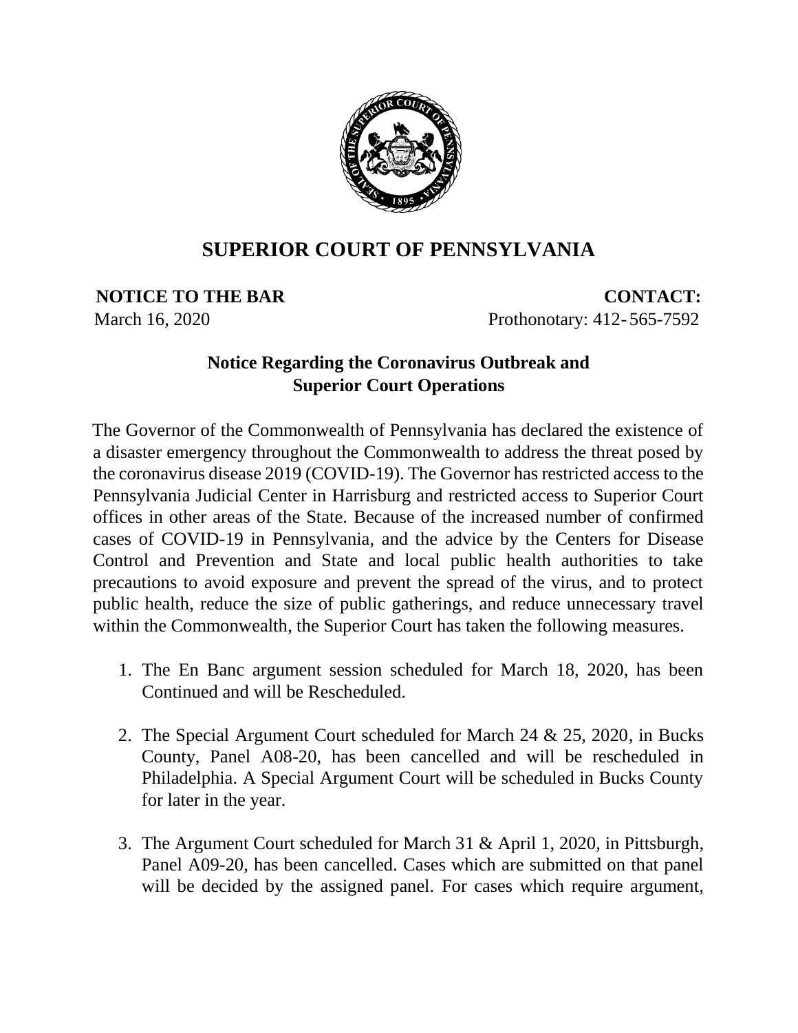# SUPERIOR COURT OF PENNSYLVANIA

**NOTICE TO THE BAR**
March 16, 2020

**CONTACT:**
Prothonotary: 412-565-7592

## Notice Regarding the Coronavirus Outbreak and Superior Court Operations

The Governor of the Commonwealth of Pennsylvania has declared the existence of a disaster emergency throughout the Commonwealth to address the threat posed by the coronavirus disease 2019 (COVID-19). The Governor has restricted access to the Pennsylvania Judicial Center in Harrisburg and restricted access to Superior Court offices in other areas of the State. Because of the increased number of confirmed cases of COVID-19 in Pennsylvania, and the advice by the Centers for Disease Control and Prevention and State and local public health authorities to take precautions to avoid exposure and prevent the spread of the virus, and to protect public health, reduce the size of public gatherings, and reduce unnecessary travel within the Commonwealth, the Superior Court has taken the following measures.

1. The En Banc argument session scheduled for March 18, 2020, has been Continued and will be Rescheduled.

2. The Special Argument Court scheduled for March 24 & 25, 2020, in Bucks County, Panel A08-20, has been cancelled and will be rescheduled in Philadelphia. A Special Argument Court will be scheduled in Bucks County for later in the year.

3. The Argument Court scheduled for March 31 & April 1, 2020, in Pittsburgh, Panel A09-20, has been cancelled. Cases which are submitted on that panel will be decided by the assigned panel. For cases which require argument,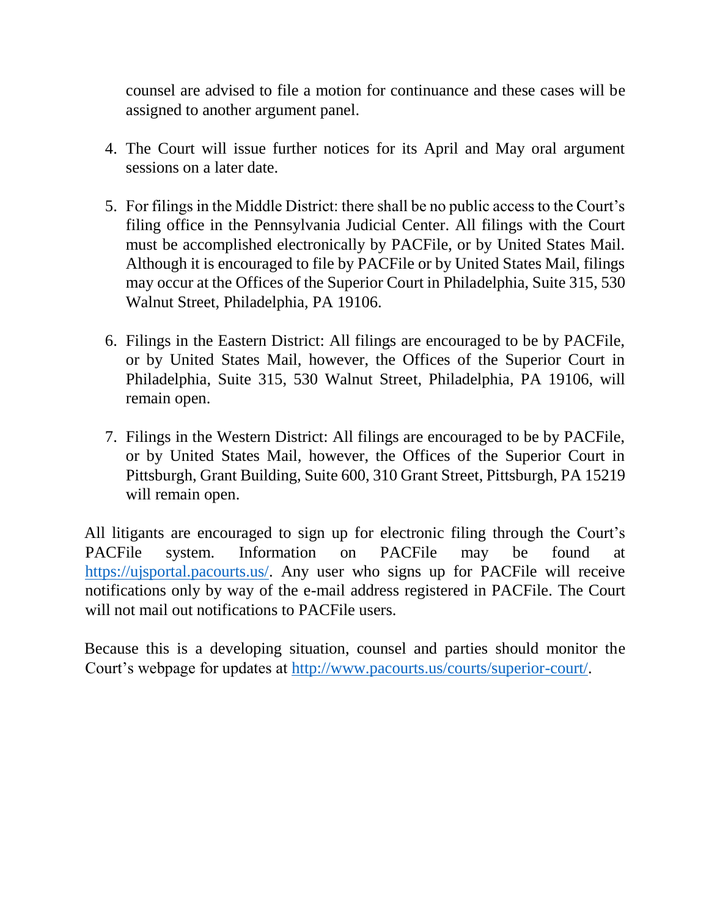counsel are advised to file a motion for continuance and these cases will be assigned to another argument panel.

4. The Court will issue further notices for its April and May oral argument sessions on a later date.

5. For filings in the Middle District: there shall be no public access to the Court's filing office in the Pennsylvania Judicial Center. All filings with the Court must be accomplished electronically by PACFile, or by United States Mail. Although it is encouraged to file by PACFile or by United States Mail, filings may occur at the Offices of the Superior Court in Philadelphia, Suite 315, 530 Walnut Street, Philadelphia, PA 19106.

6. Filings in the Eastern District: All filings are encouraged to be by PACFile, or by United States Mail, however, the Offices of the Superior Court in Philadelphia, Suite 315, 530 Walnut Street, Philadelphia, PA 19106, will remain open.

7. Filings in the Western District: All filings are encouraged to be by PACFile, or by United States Mail, however, the Offices of the Superior Court in Pittsburgh, Grant Building, Suite 600, 310 Grant Street, Pittsburgh, PA 15219 will remain open.

All litigants are encouraged to sign up for electronic filing through the Court's PACFile system. Information on PACFile may be found at https://ujsportal.pacourts.us/. Any user who signs up for PACFile will receive notifications only by way of the e-mail address registered in PACFile. The Court will not mail out notifications to PACFile users.

Because this is a developing situation, counsel and parties should monitor the Court's webpage for updates at http://www.pacourts.us/courts/superior-court/.